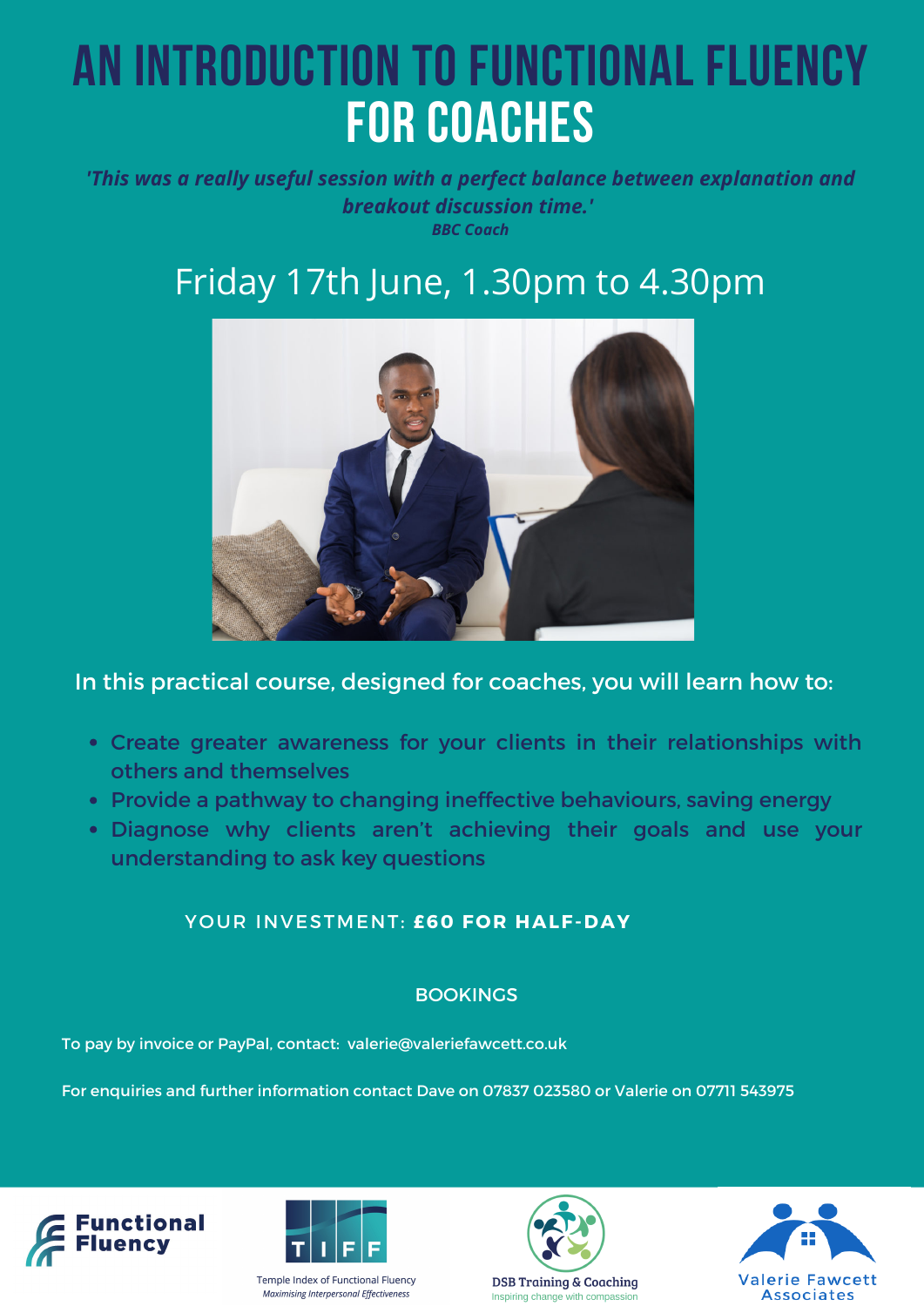# AN INTRODUCTION TO FUNCTIONAL FLUENCY FOR COACHES

***'This was a really useful session with a perfect balance between explanation and breakout discussion time.'***

***BBC Coach***

## Friday 17th June, 1.30pm to 4.30pm

In this practical course, designed for coaches, you will learn how to:

- Create greater awareness for your clients in their relationships with others and themselves
- Provide a pathway to changing ineffective behaviours, saving energy
- Diagnose why clients aren't achieving their goals and use your understanding to ask key questions

YOUR INVESTMENT: **£60 FOR HALF-DAY**

BOOKINGS

To pay by invoice or PayPal, contact: valerie@valeriefawcett.co.uk

For enquiries and further information contact Dave on 07837 023580 or Valerie on 07711 543975

Functional Fluency

Temple Index of Functional Fluency
*Maximising Interpersonal Effectiveness*

DSB Training & Coaching
Inspiring change with compassion

Valerie Fawcett Associates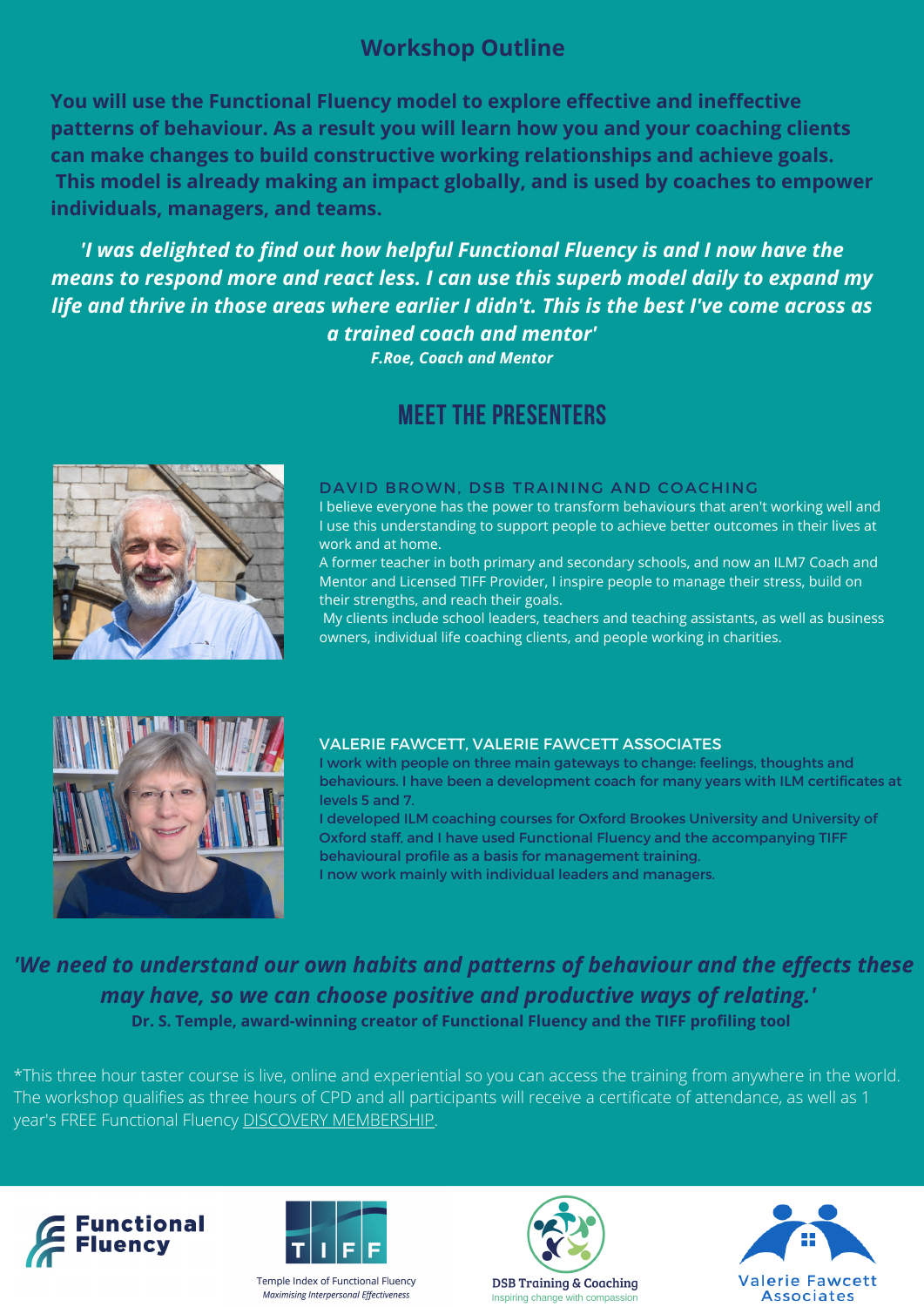## Workshop Outline

**You will use the Functional Fluency model to explore effective and ineffective patterns of behaviour. As a result you will learn how you and your coaching clients can make changes to build constructive working relationships and achieve goals. This model is already making an impact globally, and is used by coaches to empower individuals, managers, and teams.**

***'I was delighted to find out how helpful Functional Fluency is and I now have the means to respond more and react less. I can use this superb model daily to expand my life and thrive in those areas where earlier I didn't. This is the best I've come across as a trained coach and mentor'***

***F.Roe, Coach and Mentor***

## MEET THE PRESENTERS

### DAVID BROWN, DSB TRAINING AND COACHING

I believe everyone has the power to transform behaviours that aren't working well and I use this understanding to support people to achieve better outcomes in their lives at work and at home.

A former teacher in both primary and secondary schools, and now an ILM7 Coach and Mentor and Licensed TIFF Provider, I inspire people to manage their stress, build on their strengths, and reach their goals.

My clients include school leaders, teachers and teaching assistants, as well as business owners, individual life coaching clients, and people working in charities.

### VALERIE FAWCETT, VALERIE FAWCETT ASSOCIATES

I work with people on three main gateways to change: feelings, thoughts and behaviours. I have been a development coach for many years with ILM certificates at levels 5 and 7.

I developed ILM coaching courses for Oxford Brookes University and University of Oxford staff, and I have used Functional Fluency and the accompanying TIFF behavioural profile as a basis for management training.

I now work mainly with individual leaders and managers.

***'We need to understand our own habits and patterns of behaviour and the effects these may have, so we can choose positive and productive ways of relating.'***

**Dr. S. Temple, award-winning creator of Functional Fluency and the TIFF profiling tool**

*This three hour taster course is live, online and experiential so you can access the training from anywhere in the world. The workshop qualifies as three hours of CPD and all participants will receive a certificate of attendance, as well as 1 year's FREE Functional Fluency DISCOVERY MEMBERSHIP.

Functional Fluency

TIFF – Temple Index of Functional Fluency – *Maximising Interpersonal Effectiveness*

DSB Training & Coaching – Inspiring change with compassion

Valerie Fawcett Associates